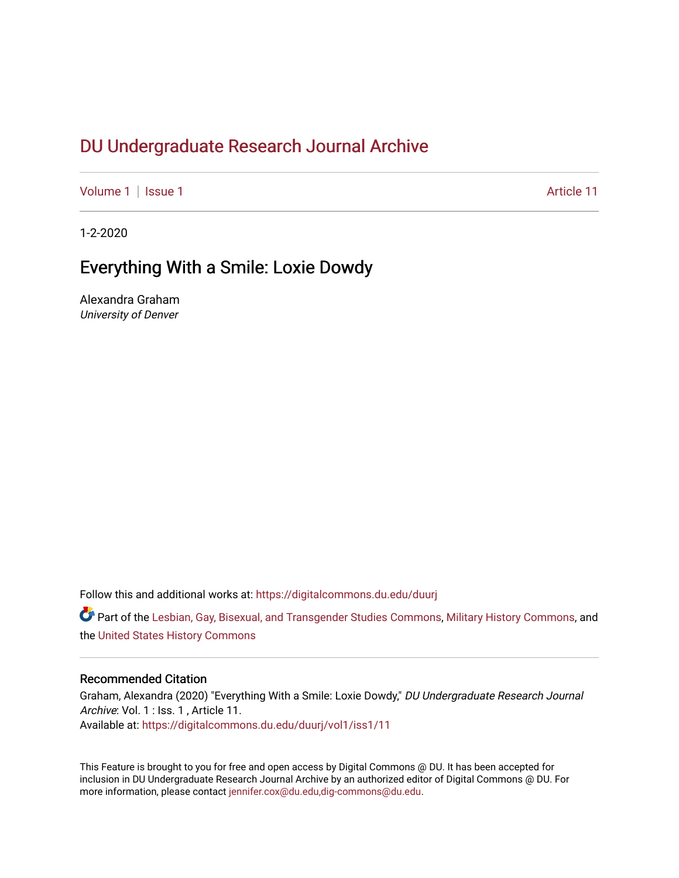# DU Undergraduate Research Journal Archive

Volume 1 | Issue 1 Article 11

1-2-2020

## Everything With a Smile: Loxie Dowdy

Alexandra Graham
*University of Denver*

Follow this and additional works at: https://digitalcommons.du.edu/duurj

Part of the Lesbian, Gay, Bisexual, and Transgender Studies Commons, Military History Commons, and the United States History Commons

### Recommended Citation

Graham, Alexandra (2020) "Everything With a Smile: Loxie Dowdy," *DU Undergraduate Research Journal Archive*: Vol. 1 : Iss. 1 , Article 11.
Available at: https://digitalcommons.du.edu/duurj/vol1/iss1/11

This Feature is brought to you for free and open access by Digital Commons @ DU. It has been accepted for inclusion in DU Undergraduate Research Journal Archive by an authorized editor of Digital Commons @ DU. For more information, please contact jennifer.cox@du.edu,dig-commons@du.edu.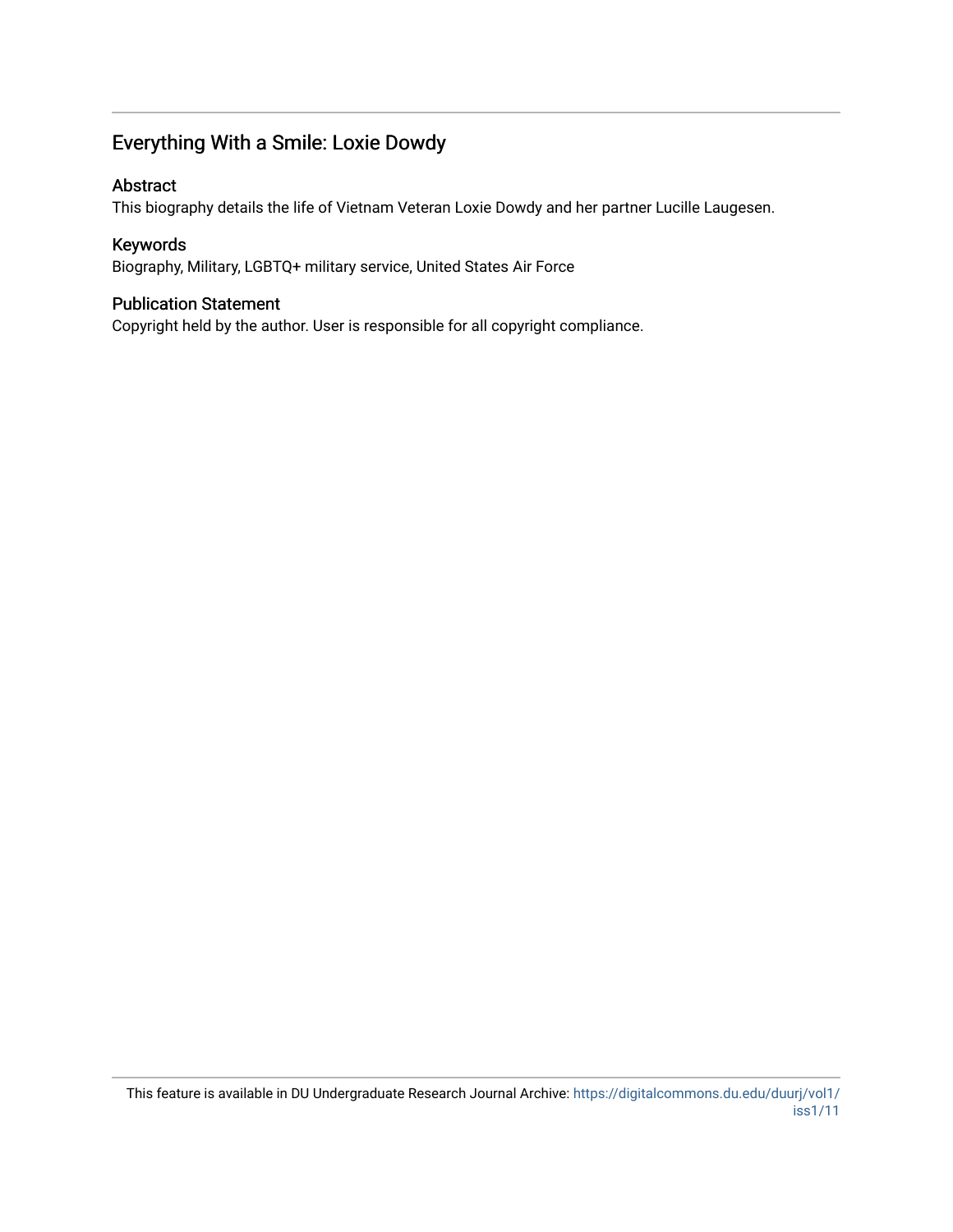# Everything With a Smile: Loxie Dowdy

## Abstract

This biography details the life of Vietnam Veteran Loxie Dowdy and her partner Lucille Laugesen.

## Keywords

Biography, Military, LGBTQ+ military service, United States Air Force

## Publication Statement

Copyright held by the author. User is responsible for all copyright compliance.

This feature is available in DU Undergraduate Research Journal Archive: https://digitalcommons.du.edu/duurj/vol1/iss1/11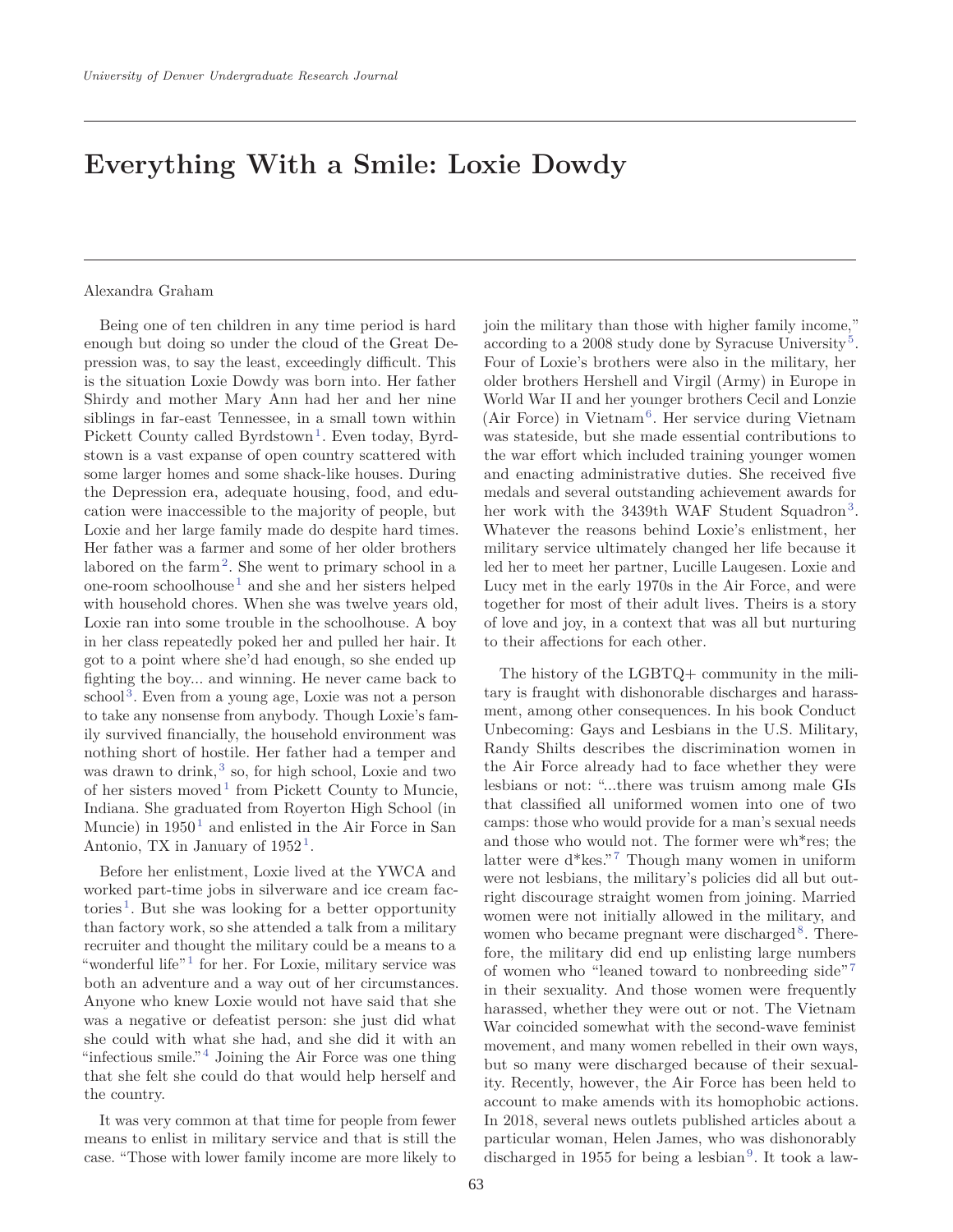# Everything With a Smile: Loxie Dowdy

Alexandra Graham

Being one of ten children in any time period is hard enough but doing so under the cloud of the Great Depression was, to say the least, exceedingly difficult. This is the situation Loxie Dowdy was born into. Her father Shirdy and mother Mary Ann had her and her nine siblings in far-east Tennessee, in a small town within Pickett County called Byrdstown[1]. Even today, Byrdstown is a vast expanse of open country scattered with some larger homes and some shack-like houses. During the Depression era, adequate housing, food, and education were inaccessible to the majority of people, but Loxie and her large family made do despite hard times. Her father was a farmer and some of her older brothers labored on the farm[2]. She went to primary school in a one-room schoolhouse[1] and she and her sisters helped with household chores. When she was twelve years old, Loxie ran into some trouble in the schoolhouse. A boy in her class repeatedly poked her and pulled her hair. It got to a point where she'd had enough, so she ended up fighting the boy... and winning. He never came back to school[3]. Even from a young age, Loxie was not a person to take any nonsense from anybody. Though Loxie's family survived financially, the household environment was nothing short of hostile. Her father had a temper and was drawn to drink,[3] so, for high school, Loxie and two of her sisters moved[1] from Pickett County to Muncie, Indiana. She graduated from Royerton High School (in Muncie) in 1950[1] and enlisted in the Air Force in San Antonio, TX in January of 1952[1].

Before her enlistment, Loxie lived at the YWCA and worked part-time jobs in silverware and ice cream factories[1]. But she was looking for a better opportunity than factory work, so she attended a talk from a military recruiter and thought the military could be a means to a "wonderful life"[1] for her. For Loxie, military service was both an adventure and a way out of her circumstances. Anyone who knew Loxie would not have said that she was a negative or defeatist person: she just did what she could with what she had, and she did it with an "infectious smile."[4] Joining the Air Force was one thing that she felt she could do that would help herself and the country.

It was very common at that time for people from fewer means to enlist in military service and that is still the case. "Those with lower family income are more likely to join the military than those with higher family income," according to a 2008 study done by Syracuse University[5]. Four of Loxie's brothers were also in the military, her older brothers Hershell and Virgil (Army) in Europe in World War II and her younger brothers Cecil and Lonzie (Air Force) in Vietnam[6]. Her service during Vietnam was stateside, but she made essential contributions to the war effort which included training younger women and enacting administrative duties. She received five medals and several outstanding achievement awards for her work with the 3439th WAF Student Squadron[3]. Whatever the reasons behind Loxie's enlistment, her military service ultimately changed her life because it led her to meet her partner, Lucille Laugesen. Loxie and Lucy met in the early 1970s in the Air Force, and were together for most of their adult lives. Theirs is a story of love and joy, in a context that was all but nurturing to their affections for each other.

The history of the LGBTQ+ community in the military is fraught with dishonorable discharges and harassment, among other consequences. In his book Conduct Unbecoming: Gays and Lesbians in the U.S. Military, Randy Shilts describes the discrimination women in the Air Force already had to face whether they were lesbians or not: "...there was truism among male GIs that classified all uniformed women into one of two camps: those who would provide for a man's sexual needs and those who would not. The former were wh*res; the latter were d*kes."[7] Though many women in uniform were not lesbians, the military's policies did all but outright discourage straight women from joining. Married women were not initially allowed in the military, and women who became pregnant were discharged[8]. Therefore, the military did end up enlisting large numbers of women who "leaned toward to nonbreeding side"[7] in their sexuality. And those women were frequently harassed, whether they were out or not. The Vietnam War coincided somewhat with the second-wave feminist movement, and many women rebelled in their own ways, but so many were discharged because of their sexuality. Recently, however, the Air Force has been held to account to make amends with its homophobic actions. In 2018, several news outlets published articles about a particular woman, Helen James, who was dishonorably discharged in 1955 for being a lesbian[9]. It took a law-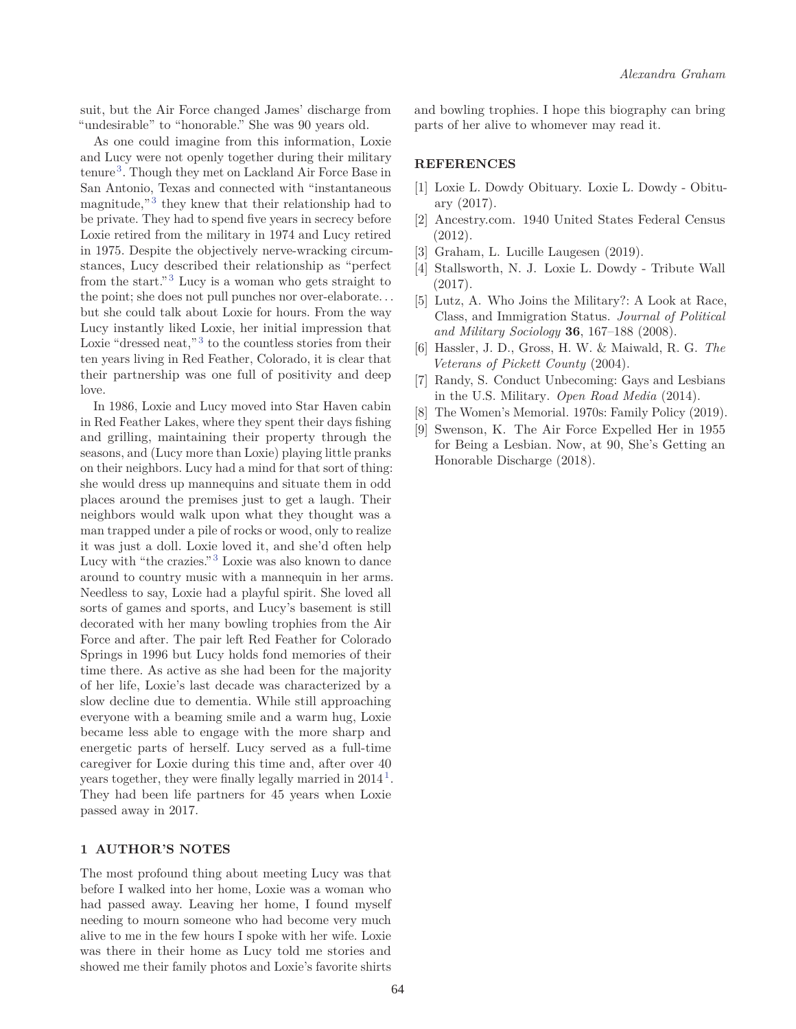suit, but the Air Force changed James' discharge from "undesirable" to "honorable." She was 90 years old.

As one could imagine from this information, Loxie and Lucy were not openly together during their military tenure[3]. Though they met on Lackland Air Force Base in San Antonio, Texas and connected with "instantaneous magnitude,"[3] they knew that their relationship had to be private. They had to spend five years in secrecy before Loxie retired from the military in 1974 and Lucy retired in 1975. Despite the objectively nerve-wracking circumstances, Lucy described their relationship as "perfect from the start."[3] Lucy is a woman who gets straight to the point; she does not pull punches nor over-elaborate. . . but she could talk about Loxie for hours. From the way Lucy instantly liked Loxie, her initial impression that Loxie "dressed neat,"[3] to the countless stories from their ten years living in Red Feather, Colorado, it is clear that their partnership was one full of positivity and deep love.

In 1986, Loxie and Lucy moved into Star Haven cabin in Red Feather Lakes, where they spent their days fishing and grilling, maintaining their property through the seasons, and (Lucy more than Loxie) playing little pranks on their neighbors. Lucy had a mind for that sort of thing: she would dress up mannequins and situate them in odd places around the premises just to get a laugh. Their neighbors would walk upon what they thought was a man trapped under a pile of rocks or wood, only to realize it was just a doll. Loxie loved it, and she'd often help Lucy with "the crazies."[3] Loxie was also known to dance around to country music with a mannequin in her arms. Needless to say, Loxie had a playful spirit. She loved all sorts of games and sports, and Lucy's basement is still decorated with her many bowling trophies from the Air Force and after. The pair left Red Feather for Colorado Springs in 1996 but Lucy holds fond memories of their time there. As active as she had been for the majority of her life, Loxie's last decade was characterized by a slow decline due to dementia. While still approaching everyone with a beaming smile and a warm hug, Loxie became less able to engage with the more sharp and energetic parts of herself. Lucy served as a full-time caregiver for Loxie during this time and, after over 40 years together, they were finally legally married in 2014[1]. They had been life partners for 45 years when Loxie passed away in 2017.

## 1 AUTHOR'S NOTES

The most profound thing about meeting Lucy was that before I walked into her home, Loxie was a woman who had passed away. Leaving her home, I found myself needing to mourn someone who had become very much alive to me in the few hours I spoke with her wife. Loxie was there in their home as Lucy told me stories and showed me their family photos and Loxie's favorite shirts and bowling trophies. I hope this biography can bring parts of her alive to whomever may read it.

## REFERENCES

[1] Loxie L. Dowdy Obituary. Loxie L. Dowdy - Obituary (2017).

[2] Ancestry.com. 1940 United States Federal Census (2012).

[3] Graham, L. Lucille Laugesen (2019).

[4] Stallsworth, N. J. Loxie L. Dowdy - Tribute Wall (2017).

[5] Lutz, A. Who Joins the Military?: A Look at Race, Class, and Immigration Status. *Journal of Political and Military Sociology* **36**, 167–188 (2008).

[6] Hassler, J. D., Gross, H. W. & Maiwald, R. G. *The Veterans of Pickett County* (2004).

[7] Randy, S. Conduct Unbecoming: Gays and Lesbians in the U.S. Military. *Open Road Media* (2014).

[8] The Women's Memorial. 1970s: Family Policy (2019).

[9] Swenson, K. The Air Force Expelled Her in 1955 for Being a Lesbian. Now, at 90, She's Getting an Honorable Discharge (2018).